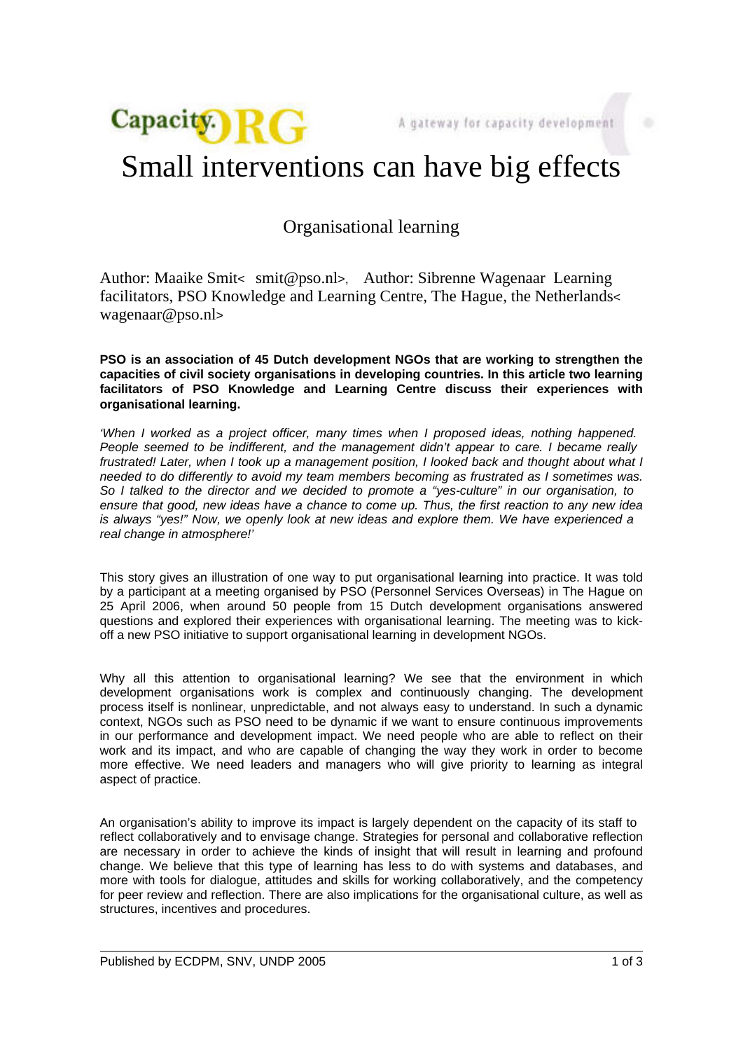# Small interventions can have big effects

## Organisational learning

Author: Maaike Smit< smit@pso.nl>, Author: Sibrenne Wagenaar Learning facilitators, PSO Knowledge and Learning Centre, The Hague, the Netherlands< wagenaar@pso.nl>

**PSO is an association of 45 Dutch development NGOs that are working to strengthen the capacities of civil society organisations in developing countries. In this article two learning facilitators of PSO Knowledge and Learning Centre discuss their experiences with organisational learning.**

*'When I worked as a project officer, many times when I proposed ideas, nothing happened. People seemed to be indifferent, and the management didn't appear to care. I became really frustrated! Later, when I took up a management position, I looked back and thought about what I needed to do differently to avoid my team members becoming as frustrated as I sometimes was. So I talked to the director and we decided to promote a "yes-culture" in our organisation, to ensure that good, new ideas have a chance to come up. Thus, the first reaction to any new idea is always "yes!" Now, we openly look at new ideas and explore them. We have experienced a real change in atmosphere!'*

This story gives an illustration of one way to put organisational learning into practice. It was told by a participant at a meeting organised by PSO (Personnel Services Overseas) in The Hague on 25 April 2006, when around 50 people from 15 Dutch development organisations answered questions and explored their experiences with organisational learning. The meeting was to kick-off a new PSO initiative to support organisational learning in development NGOs.

Why all this attention to organisational learning? We see that the environment in which development organisations work is complex and continuously changing. The development process itself is nonlinear, unpredictable, and not always easy to understand. In such a dynamic context, NGOs such as PSO need to be dynamic if we want to ensure continuous improvements in our performance and development impact. We need people who are able to reflect on their work and its impact, and who are capable of changing the way they work in order to become more effective. We need leaders and managers who will give priority to learning as integral aspect of practice.

An organisation's ability to improve its impact is largely dependent on the capacity of its staff to reflect collaboratively and to envisage change. Strategies for personal and collaborative reflection are necessary in order to achieve the kinds of insight that will result in learning and profound change. We believe that this type of learning has less to do with systems and databases, and more with tools for dialogue, attitudes and skills for working collaboratively, and the competency for peer review and reflection. There are also implications for the organisational culture, as well as structures, incentives and procedures.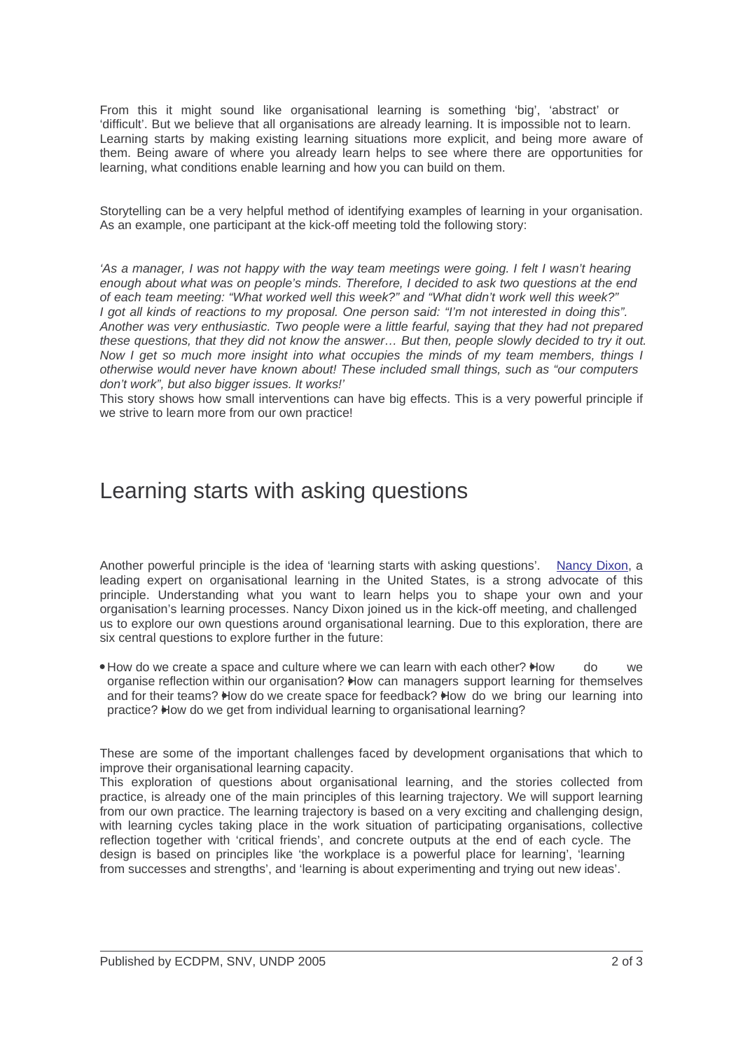From this it might sound like organisational learning is something 'big', 'abstract' or 'difficult'. But we believe that all organisations are already learning. It is impossible not to learn. Learning starts by making existing learning situations more explicit, and being more aware of them. Being aware of where you already learn helps to see where there are opportunities for learning, what conditions enable learning and how you can build on them.

Storytelling can be a very helpful method of identifying examples of learning in your organisation. As an example, one participant at the kick-off meeting told the following story:

*'As a manager, I was not happy with the way team meetings were going. I felt I wasn't hearing enough about what was on people's minds. Therefore, I decided to ask two questions at the end of each team meeting: "What worked well this week?" and "What didn't work well this week?" I got all kinds of reactions to my proposal. One person said: "I'm not interested in doing this". Another was very enthusiastic. Two people were a little fearful, saying that they had not prepared these questions, that they did not know the answer… But then, people slowly decided to try it out. Now I get so much more insight into what occupies the minds of my team members, things I otherwise would never have known about! These included small things, such as "our computers don't work", but also bigger issues. It works!'*

This story shows how small interventions can have big effects. This is a very powerful principle if we strive to learn more from our own practice!

# Learning starts with asking questions

Another powerful principle is the idea of 'learning starts with asking questions'. Nancy Dixon, a leading expert on organisational learning in the United States, is a strong advocate of this principle. Understanding what you want to learn helps you to shape your own and your organisation's learning processes. Nancy Dixon joined us in the kick-off meeting, and challenged us to explore our own questions around organisational learning. Due to this exploration, there are six central questions to explore further in the future:

- How do we create a space and culture where we can learn with each other?
- How do we organise reflection within our organisation?
- How can managers support learning for themselves and for their teams?
- How do we create space for feedback?
- How do we bring our learning into practice?
- How do we get from individual learning to organisational learning?

These are some of the important challenges faced by development organisations that which to improve their organisational learning capacity.

This exploration of questions about organisational learning, and the stories collected from practice, is already one of the main principles of this learning trajectory. We will support learning from our own practice. The learning trajectory is based on a very exciting and challenging design, with learning cycles taking place in the work situation of participating organisations, collective reflection together with 'critical friends', and concrete outputs at the end of each cycle. The design is based on principles like 'the workplace is a powerful place for learning', 'learning from successes and strengths', and 'learning is about experimenting and trying out new ideas'.

Published by ECDPM, SNV, UNDP 2005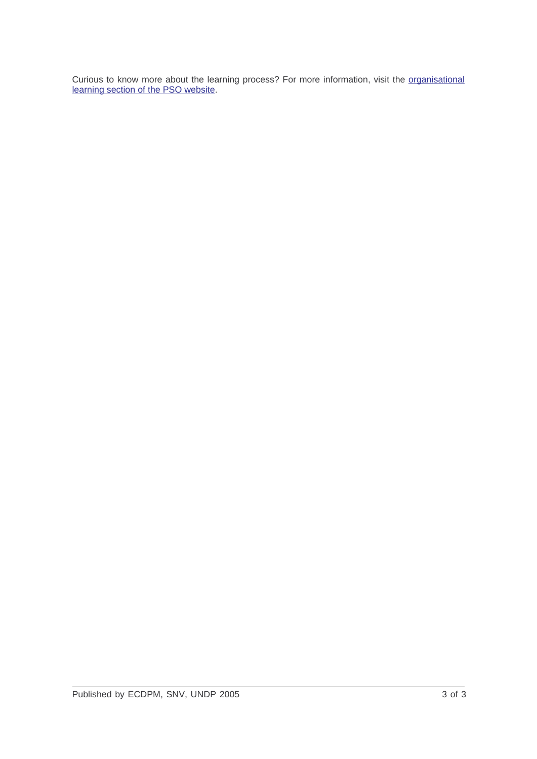Curious to know more about the learning process? For more information, visit the organisational learning section of the PSO website.